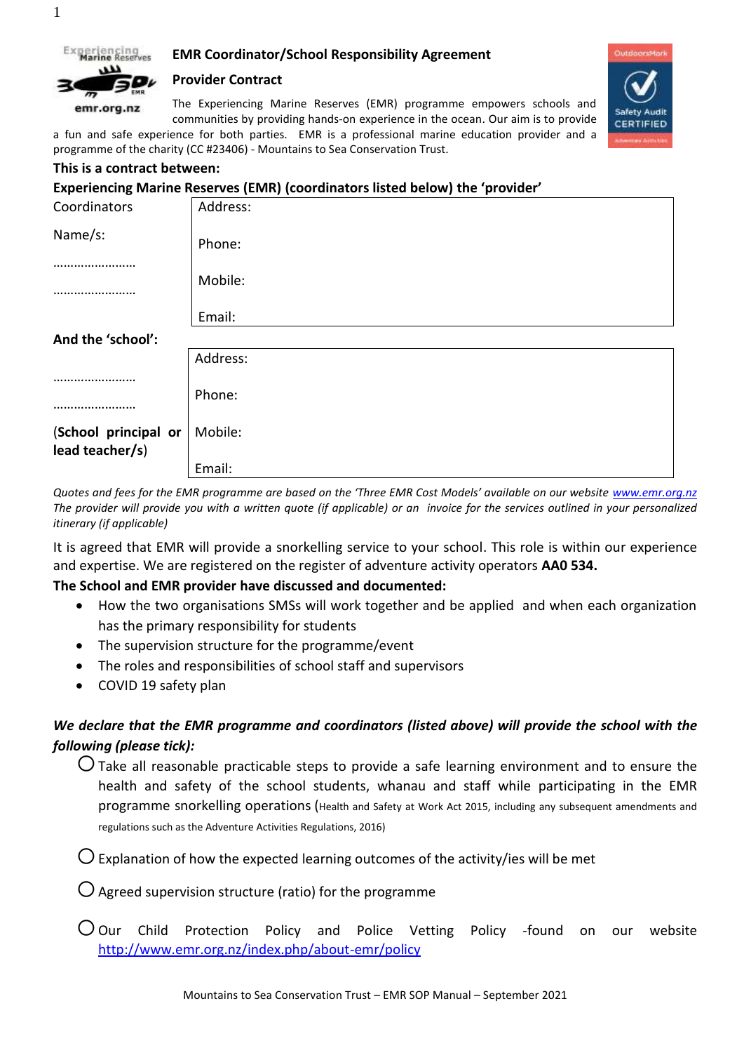# EMR Coordinator/School Responsibility Agreement

## Provider Contract

The Experiencing Marine Reserves (EMR) programme empowers schools and communities by providing hands-on experience in the ocean. Our aim is to provide a fun and safe experience for both parties. EMR is a professional marine education provider and a programme of the charity (CC #23406) - Mountains to Sea Conservation Trust.

**This is a contract between:**

**Experiencing Marine Reserves (EMR) (coordinators listed below) the 'provider'**

| Coordinators Name/s: …………………… …………………… | Address:<br><br>Phone:<br><br>Mobile:<br><br>Email: |
|---|---|

**And the 'school':**

| …………………… …………………… (**School principal or lead teacher/s**) | Address:<br><br>Phone:<br><br>Mobile:<br><br>Email: |
|---|---|

*Quotes and fees for the EMR programme are based on the 'Three EMR Cost Models' available on our website www.emr.org.nz The provider will provide you with a written quote (if applicable) or an invoice for the services outlined in your personalized itinerary (if applicable)*

It is agreed that EMR will provide a snorkelling service to your school. This role is within our experience and expertise. We are registered on the register of adventure activity operators **AA0 534.**

**The School and EMR provider have discussed and documented:**

- How the two organisations SMSs will work together and be applied and when each organization has the primary responsibility for students
- The supervision structure for the programme/event
- The roles and responsibilities of school staff and supervisors
- COVID 19 safety plan

***We declare that the EMR programme and coordinators (listed above) will provide the school with the following (please tick):***

- ○ Take all reasonable practicable steps to provide a safe learning environment and to ensure the health and safety of the school students, whanau and staff while participating in the EMR programme snorkelling operations (Health and Safety at Work Act 2015, including any subsequent amendments and regulations such as the Adventure Activities Regulations, 2016)
- ○ Explanation of how the expected learning outcomes of the activity/ies will be met
- ○ Agreed supervision structure (ratio) for the programme
- ○ Our Child Protection Policy and Police Vetting Policy -found on our website http://www.emr.org.nz/index.php/about-emr/policy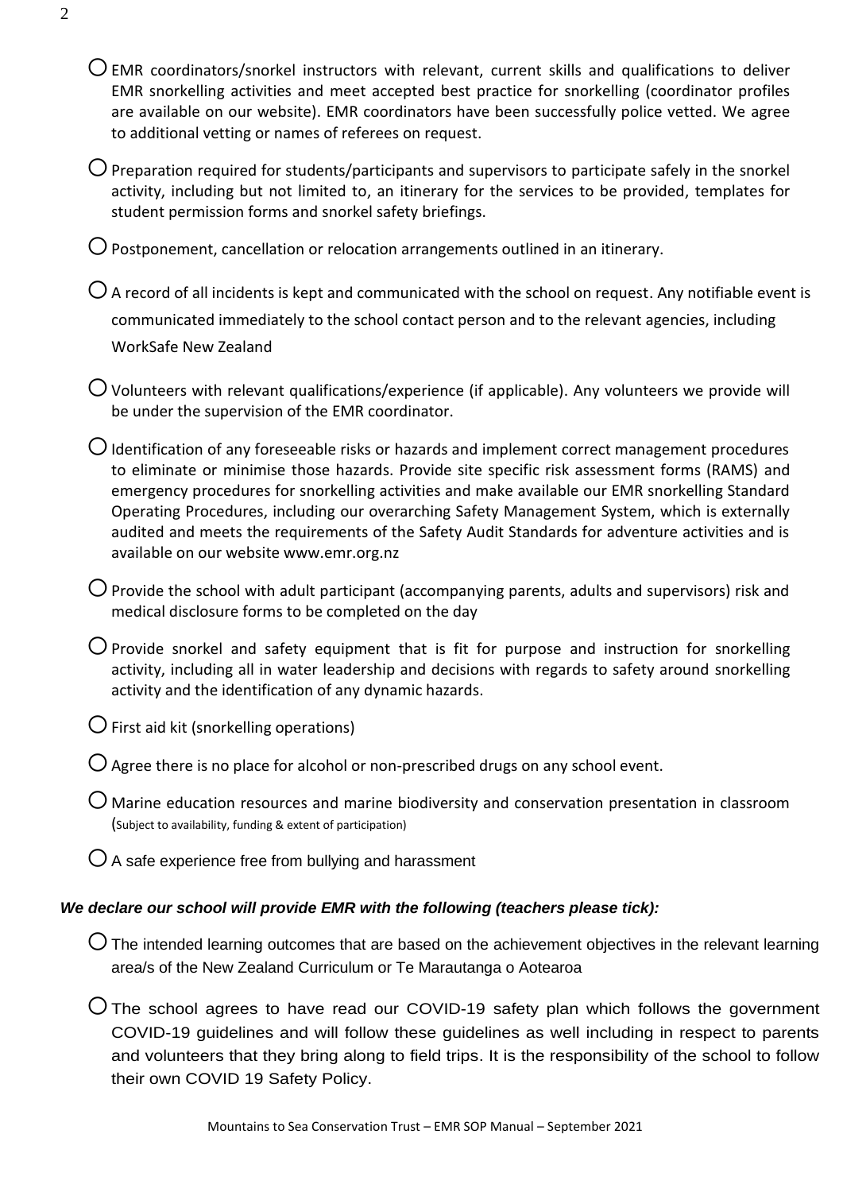- ○ EMR coordinators/snorkel instructors with relevant, current skills and qualifications to deliver EMR snorkelling activities and meet accepted best practice for snorkelling (coordinator profiles are available on our website). EMR coordinators have been successfully police vetted. We agree to additional vetting or names of referees on request.

- ○ Preparation required for students/participants and supervisors to participate safely in the snorkel activity, including but not limited to, an itinerary for the services to be provided, templates for student permission forms and snorkel safety briefings.

- ○ Postponement, cancellation or relocation arrangements outlined in an itinerary.

- ○ A record of all incidents is kept and communicated with the school on request. Any notifiable event is communicated immediately to the school contact person and to the relevant agencies, including WorkSafe New Zealand

- ○ Volunteers with relevant qualifications/experience (if applicable). Any volunteers we provide will be under the supervision of the EMR coordinator.

- ○ Identification of any foreseeable risks or hazards and implement correct management procedures to eliminate or minimise those hazards. Provide site specific risk assessment forms (RAMS) and emergency procedures for snorkelling activities and make available our EMR snorkelling Standard Operating Procedures, including our overarching Safety Management System, which is externally audited and meets the requirements of the Safety Audit Standards for adventure activities and is available on our website www.emr.org.nz

- ○ Provide the school with adult participant (accompanying parents, adults and supervisors) risk and medical disclosure forms to be completed on the day

- ○ Provide snorkel and safety equipment that is fit for purpose and instruction for snorkelling activity, including all in water leadership and decisions with regards to safety around snorkelling activity and the identification of any dynamic hazards.

- ○ First aid kit (snorkelling operations)

- ○ Agree there is no place for alcohol or non-prescribed drugs on any school event.

- ○ Marine education resources and marine biodiversity and conservation presentation in classroom (Subject to availability, funding & extent of participation)

- ○ A safe experience free from bullying and harassment

***We declare our school will provide EMR with the following (teachers please tick):***

- ○ The intended learning outcomes that are based on the achievement objectives in the relevant learning area/s of the New Zealand Curriculum or Te Marautanga o Aotearoa

- ○ The school agrees to have read our COVID-19 safety plan which follows the government COVID-19 guidelines and will follow these guidelines as well including in respect to parents and volunteers that they bring along to field trips. It is the responsibility of the school to follow their own COVID 19 Safety Policy.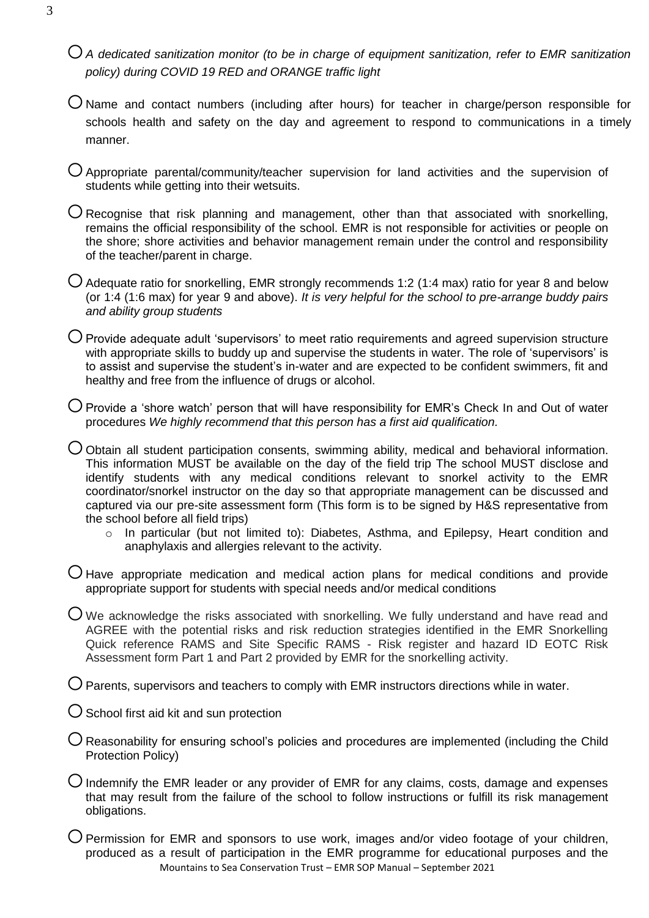- *A dedicated sanitization monitor (to be in charge of equipment sanitization, refer to EMR sanitization policy) during COVID 19 RED and ORANGE traffic light*

- Name and contact numbers (including after hours) for teacher in charge/person responsible for schools health and safety on the day and agreement to respond to communications in a timely manner.

- Appropriate parental/community/teacher supervision for land activities and the supervision of students while getting into their wetsuits.

- Recognise that risk planning and management, other than that associated with snorkelling, remains the official responsibility of the school. EMR is not responsible for activities or people on the shore; shore activities and behavior management remain under the control and responsibility of the teacher/parent in charge.

- Adequate ratio for snorkelling, EMR strongly recommends 1:2 (1:4 max) ratio for year 8 and below (or 1:4 (1:6 max) for year 9 and above). *It is very helpful for the school to pre-arrange buddy pairs and ability group students*

- Provide adequate adult 'supervisors' to meet ratio requirements and agreed supervision structure with appropriate skills to buddy up and supervise the students in water. The role of 'supervisors' is to assist and supervise the student's in-water and are expected to be confident swimmers, fit and healthy and free from the influence of drugs or alcohol.

- Provide a 'shore watch' person that will have responsibility for EMR's Check In and Out of water procedures *We highly recommend that this person has a first aid qualification.*

- Obtain all student participation consents, swimming ability, medical and behavioral information. This information MUST be available on the day of the field trip The school MUST disclose and identify students with any medical conditions relevant to snorkel activity to the EMR coordinator/snorkel instructor on the day so that appropriate management can be discussed and captured via our pre-site assessment form (This form is to be signed by H&S representative from the school before all field trips)
  - In particular (but not limited to): Diabetes, Asthma, and Epilepsy, Heart condition and anaphylaxis and allergies relevant to the activity.

- Have appropriate medication and medical action plans for medical conditions and provide appropriate support for students with special needs and/or medical conditions

- We acknowledge the risks associated with snorkelling. We fully understand and have read and AGREE with the potential risks and risk reduction strategies identified in the EMR Snorkelling Quick reference RAMS and Site Specific RAMS - Risk register and hazard ID EOTC Risk Assessment form Part 1 and Part 2 provided by EMR for the snorkelling activity.

- Parents, supervisors and teachers to comply with EMR instructors directions while in water.

- School first aid kit and sun protection

- Reasonability for ensuring school's policies and procedures are implemented (including the Child Protection Policy)

- Indemnify the EMR leader or any provider of EMR for any claims, costs, damage and expenses that may result from the failure of the school to follow instructions or fulfill its risk management obligations.

- Permission for EMR and sponsors to use work, images and/or video footage of your children, produced as a result of participation in the EMR programme for educational purposes and the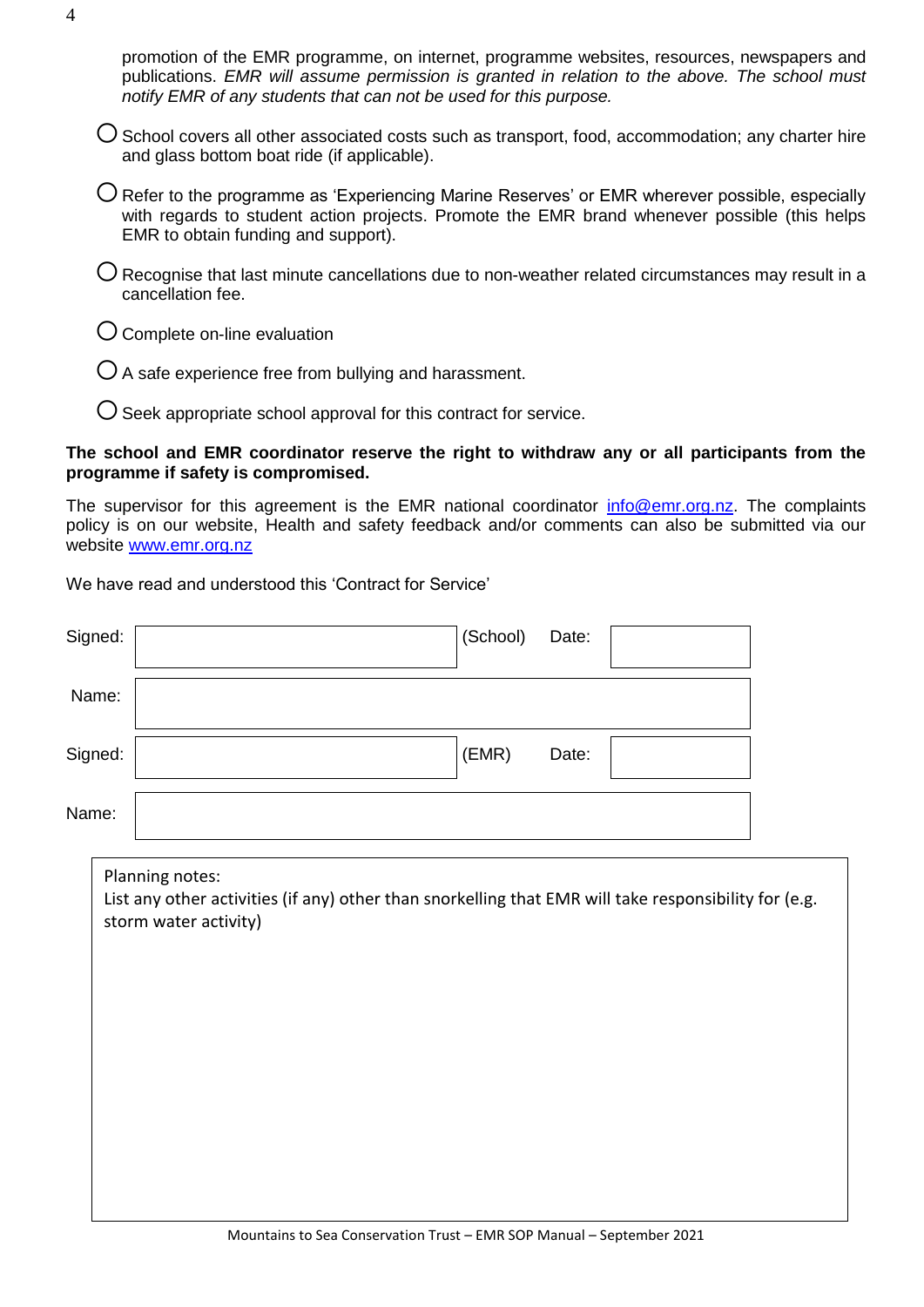promotion of the EMR programme, on internet, programme websites, resources, newspapers and publications. *EMR will assume permission is granted in relation to the above. The school must notify EMR of any students that can not be used for this purpose.*

- ○ School covers all other associated costs such as transport, food, accommodation; any charter hire and glass bottom boat ride (if applicable).
- ○ Refer to the programme as 'Experiencing Marine Reserves' or EMR wherever possible, especially with regards to student action projects. Promote the EMR brand whenever possible (this helps EMR to obtain funding and support).
- ○ Recognise that last minute cancellations due to non-weather related circumstances may result in a cancellation fee.
- ○ Complete on-line evaluation
- ○ A safe experience free from bullying and harassment.
- ○ Seek appropriate school approval for this contract for service.

**The school and EMR coordinator reserve the right to withdraw any or all participants from the programme if safety is compromised.**

The supervisor for this agreement is the EMR national coordinator info@emr.org.nz. The complaints policy is on our website, Health and safety feedback and/or comments can also be submitted via our website www.emr.org.nz

We have read and understood this 'Contract for Service'

| | | | | |
|---|---|---|---|---|
| Signed: | | (School) | Date: | |
| Name: | | | | |
| Signed: | | (EMR) | Date: | |
| Name: | | | | |

Planning notes:
List any other activities (if any) other than snorkelling that EMR will take responsibility for (e.g. storm water activity)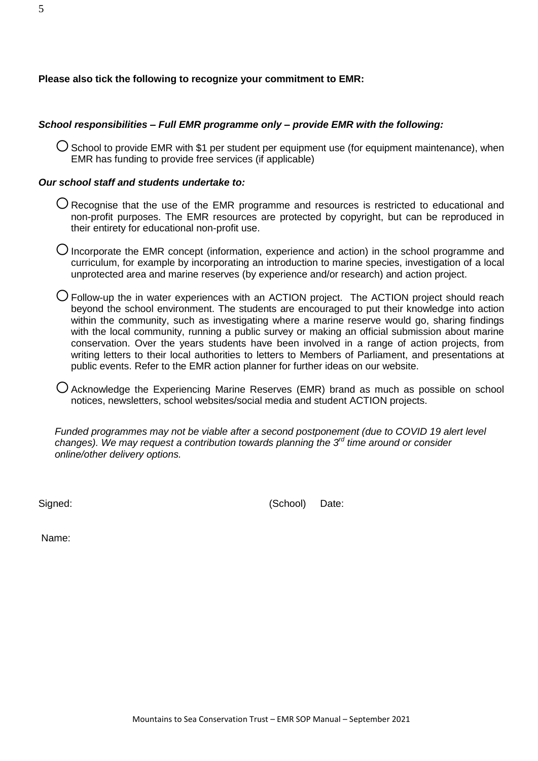**Please also tick the following to recognize your commitment to EMR:**

***School responsibilities – Full EMR programme only – provide EMR with the following:***

- ○ School to provide EMR with $1 per student per equipment use (for equipment maintenance), when EMR has funding to provide free services (if applicable)

***Our school staff and students undertake to:***

- ○ Recognise that the use of the EMR programme and resources is restricted to educational and non-profit purposes. The EMR resources are protected by copyright, but can be reproduced in their entirety for educational non-profit use.
- ○ Incorporate the EMR concept (information, experience and action) in the school programme and curriculum, for example by incorporating an introduction to marine species, investigation of a local unprotected area and marine reserves (by experience and/or research) and action project.
- ○ Follow-up the in water experiences with an ACTION project. The ACTION project should reach beyond the school environment. The students are encouraged to put their knowledge into action within the community, such as investigating where a marine reserve would go, sharing findings with the local community, running a public survey or making an official submission about marine conservation. Over the years students have been involved in a range of action projects, from writing letters to their local authorities to letters to Members of Parliament, and presentations at public events. Refer to the EMR action planner for further ideas on our website.
- ○ Acknowledge the Experiencing Marine Reserves (EMR) brand as much as possible on school notices, newsletters, school websites/social media and student ACTION projects.

*Funded programmes may not be viable after a second postponement (due to COVID 19 alert level changes). We may request a contribution towards planning the 3rd time around or consider online/other delivery options.*

Signed: (School) Date:

Name: